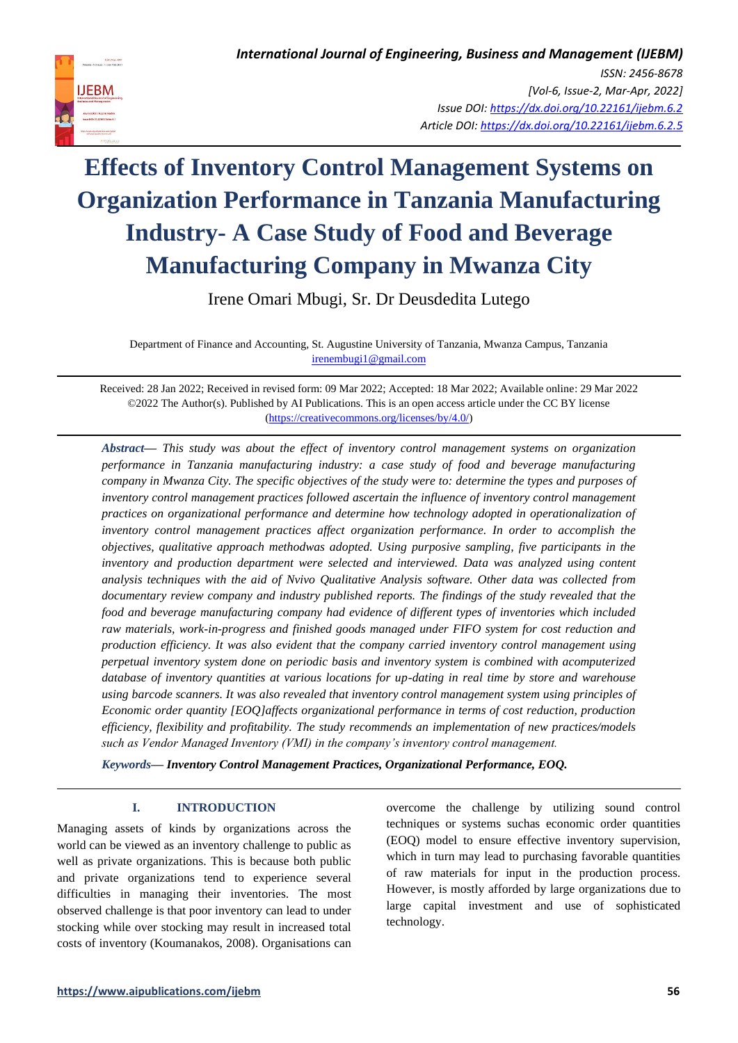# Effects of Inventory Control Management Systems on Organization Performance in Tanzania Manufacturing Industry- A Case Study of Food and Beverage Manufacturing Company in Mwanza City

Irene Omari Mbugi, Sr. Dr Deusdedita Lutego

Department of Finance and Accounting, St. Augustine University of Tanzania, Mwanza Campus, Tanzania
irenembugi1@gmail.com

Received: 28 Jan 2022; Received in revised form: 09 Mar 2022; Accepted: 18 Mar 2022; Available online: 29 Mar 2022
©2022 The Author(s). Published by AI Publications. This is an open access article under the CC BY license (https://creativecommons.org/licenses/by/4.0/)

***Abstract*— *This study was about the effect of inventory control management systems on organization performance in Tanzania manufacturing industry: a case study of food and beverage manufacturing company in Mwanza City. The specific objectives of the study were to: determine the types and purposes of inventory control management practices followed ascertain the influence of inventory control management practices on organizational performance and determine how technology adopted in operationalization of inventory control management practices affect organization performance. In order to accomplish the objectives, qualitative approach methodwas adopted. Using purposive sampling, five participants in the inventory and production department were selected and interviewed. Data was analyzed using content analysis techniques with the aid of Nvivo Qualitative Analysis software. Other data was collected from documentary review company and industry published reports. The findings of the study revealed that the food and beverage manufacturing company had evidence of different types of inventories which included raw materials, work-in-progress and finished goods managed under FIFO system for cost reduction and production efficiency. It was also evident that the company carried inventory control management using perpetual inventory system done on periodic basis and inventory system is combined with acomputerized database of inventory quantities at various locations for up-dating in real time by store and warehouse using barcode scanners. It was also revealed that inventory control management system using principles of Economic order quantity [EOQ]affects organizational performance in terms of cost reduction, production efficiency, flexibility and profitability. The study recommends an implementation of new practices/models such as Vendor Managed Inventory (VMI) in the company's inventory control management.*

***Keywords*— *Inventory Control Management Practices, Organizational Performance, EOQ.***

## I. INTRODUCTION

Managing assets of kinds by organizations across the world can be viewed as an inventory challenge to public as well as private organizations. This is because both public and private organizations tend to experience several difficulties in managing their inventories. The most observed challenge is that poor inventory can lead to under stocking while over stocking may result in increased total costs of inventory (Koumanakos, 2008). Organisations can overcome the challenge by utilizing sound control techniques or systems suchas economic order quantities (EOQ) model to ensure effective inventory supervision, which in turn may lead to purchasing favorable quantities of raw materials for input in the production process. However, is mostly afforded by large organizations due to large capital investment and use of sophisticated technology.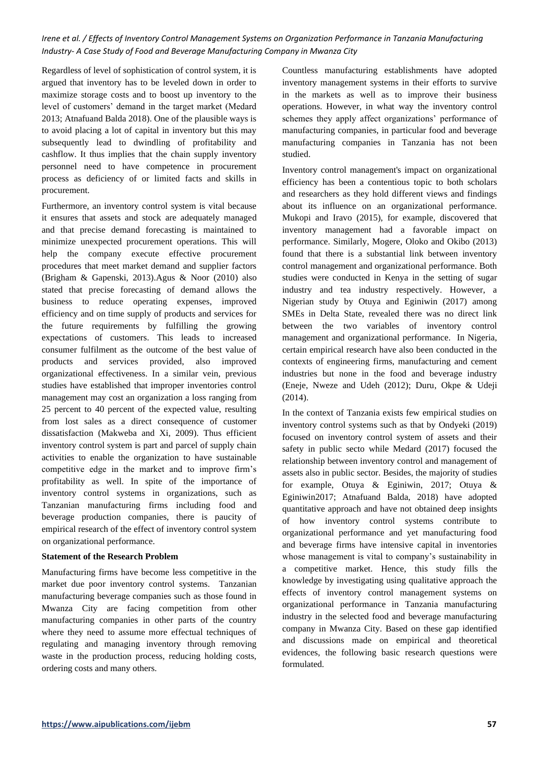Regardless of level of sophistication of control system, it is argued that inventory has to be leveled down in order to maximize storage costs and to boost up inventory to the level of customers' demand in the target market (Medard 2013; Atnafuand Balda 2018). One of the plausible ways is to avoid placing a lot of capital in inventory but this may subsequently lead to dwindling of profitability and cashflow. It thus implies that the chain supply inventory personnel need to have competence in procurement process as deficiency of or limited facts and skills in procurement.

Furthermore, an inventory control system is vital because it ensures that assets and stock are adequately managed and that precise demand forecasting is maintained to minimize unexpected procurement operations. This will help the company execute effective procurement procedures that meet market demand and supplier factors (Brigham & Gapenski, 2013).Agus & Noor (2010) also stated that precise forecasting of demand allows the business to reduce operating expenses, improved efficiency and on time supply of products and services for the future requirements by fulfilling the growing expectations of customers. This leads to increased consumer fulfilment as the outcome of the best value of products and services provided, also improved organizational effectiveness. In a similar vein, previous studies have established that improper inventories control management may cost an organization a loss ranging from 25 percent to 40 percent of the expected value, resulting from lost sales as a direct consequence of customer dissatisfaction (Makweba and Xi, 2009). Thus efficient inventory control system is part and parcel of supply chain activities to enable the organization to have sustainable competitive edge in the market and to improve firm's profitability as well. In spite of the importance of inventory control systems in organizations, such as Tanzanian manufacturing firms including food and beverage production companies, there is paucity of empirical research of the effect of inventory control system on organizational performance.

**Statement of the Research Problem**

Manufacturing firms have become less competitive in the market due poor inventory control systems. Tanzanian manufacturing beverage companies such as those found in Mwanza City are facing competition from other manufacturing companies in other parts of the country where they need to assume more effectual techniques of regulating and managing inventory through removing waste in the production process, reducing holding costs, ordering costs and many others.

Countless manufacturing establishments have adopted inventory management systems in their efforts to survive in the markets as well as to improve their business operations. However, in what way the inventory control schemes they apply affect organizations' performance of manufacturing companies, in particular food and beverage manufacturing companies in Tanzania has not been studied.

Inventory control management's impact on organizational efficiency has been a contentious topic to both scholars and researchers as they hold different views and findings about its influence on an organizational performance. Mukopi and Iravo (2015), for example, discovered that inventory management had a favorable impact on performance. Similarly, Mogere, Oloko and Okibo (2013) found that there is a substantial link between inventory control management and organizational performance. Both studies were conducted in Kenya in the setting of sugar industry and tea industry respectively. However, a Nigerian study by Otuya and Eginiwin (2017) among SMEs in Delta State, revealed there was no direct link between the two variables of inventory control management and organizational performance. In Nigeria, certain empirical research have also been conducted in the contexts of engineering firms, manufacturing and cement industries but none in the food and beverage industry (Eneje, Nweze and Udeh (2012); Duru, Okpe & Udeji (2014).

In the context of Tanzania exists few empirical studies on inventory control systems such as that by Ondyeki (2019) focused on inventory control system of assets and their safety in public secto while Medard (2017) focused the relationship between inventory control and management of assets also in public sector. Besides, the majority of studies for example, Otuya & Eginiwin, 2017; Otuya & Eginiwin2017; Atnafuand Balda, 2018) have adopted quantitative approach and have not obtained deep insights of how inventory control systems contribute to organizational performance and yet manufacturing food and beverage firms have intensive capital in inventories whose management is vital to company's sustainability in a competitive market. Hence, this study fills the knowledge by investigating using qualitative approach the effects of inventory control management systems on organizational performance in Tanzania manufacturing industry in the selected food and beverage manufacturing company in Mwanza City. Based on these gap identified and discussions made on empirical and theoretical evidences, the following basic research questions were formulated.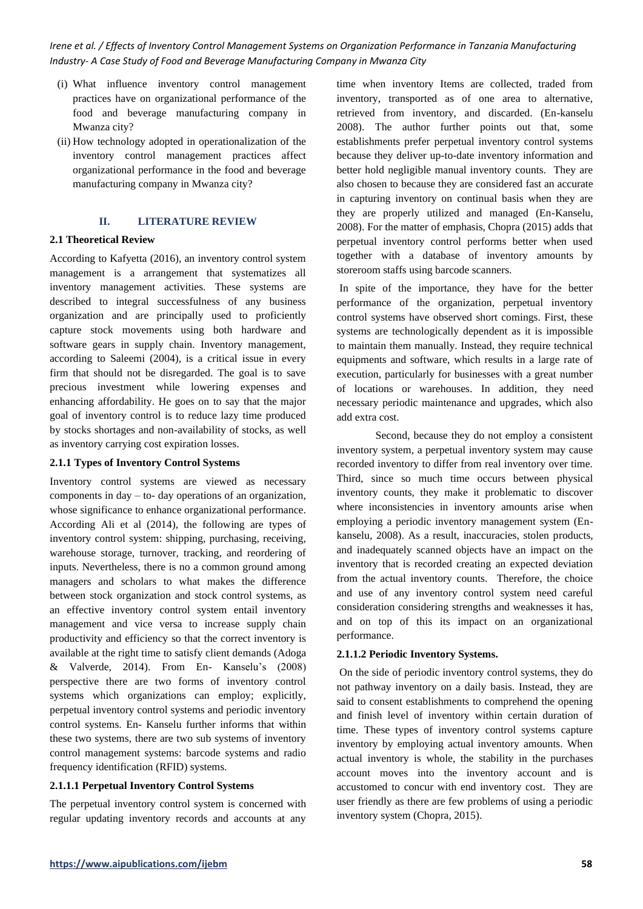(i) What influence inventory control management practices have on organizational performance of the food and beverage manufacturing company in Mwanza city?

(ii) How technology adopted in operationalization of the inventory control management practices affect organizational performance in the food and beverage manufacturing company in Mwanza city?

## II. LITERATURE REVIEW

### 2.1 Theoretical Review

According to Kafyetta (2016), an inventory control system management is a arrangement that systematizes all inventory management activities. These systems are described to integral successfulness of any business organization and are principally used to proficiently capture stock movements using both hardware and software gears in supply chain. Inventory management, according to Saleemi (2004), is a critical issue in every firm that should not be disregarded. The goal is to save precious investment while lowering expenses and enhancing affordability. He goes on to say that the major goal of inventory control is to reduce lazy time produced by stocks shortages and non-availability of stocks, as well as inventory carrying cost expiration losses.

### 2.1.1 Types of Inventory Control Systems

Inventory control systems are viewed as necessary components in day – to- day operations of an organization, whose significance to enhance organizational performance. According Ali et al (2014), the following are types of inventory control system: shipping, purchasing, receiving, warehouse storage, turnover, tracking, and reordering of inputs. Nevertheless, there is no a common ground among managers and scholars to what makes the difference between stock organization and stock control systems, as an effective inventory control system entail inventory management and vice versa to increase supply chain productivity and efficiency so that the correct inventory is available at the right time to satisfy client demands (Adoga & Valverde, 2014). From En- Kanselu's (2008) perspective there are two forms of inventory control systems which organizations can employ; explicitly, perpetual inventory control systems and periodic inventory control systems. En- Kanselu further informs that within these two systems, there are two sub systems of inventory control management systems: barcode systems and radio frequency identification (RFID) systems.

#### 2.1.1.1 Perpetual Inventory Control Systems

The perpetual inventory control system is concerned with regular updating inventory records and accounts at any time when inventory Items are collected, traded from inventory, transported as of one area to alternative, retrieved from inventory, and discarded. (En-kanselu 2008). The author further points out that, some establishments prefer perpetual inventory control systems because they deliver up-to-date inventory information and better hold negligible manual inventory counts. They are also chosen to because they are considered fast an accurate in capturing inventory on continual basis when they are they are properly utilized and managed (En-Kanselu, 2008). For the matter of emphasis, Chopra (2015) adds that perpetual inventory control performs better when used together with a database of inventory amounts by storeroom staffs using barcode scanners.

In spite of the importance, they have for the better performance of the organization, perpetual inventory control systems have observed short comings. First, these systems are technologically dependent as it is impossible to maintain them manually. Instead, they require technical equipments and software, which results in a large rate of execution, particularly for businesses with a great number of locations or warehouses. In addition, they need necessary periodic maintenance and upgrades, which also add extra cost.

Second, because they do not employ a consistent inventory system, a perpetual inventory system may cause recorded inventory to differ from real inventory over time. Third, since so much time occurs between physical inventory counts, they make it problematic to discover where inconsistencies in inventory amounts arise when employing a periodic inventory management system (En-kanselu, 2008). As a result, inaccuracies, stolen products, and inadequately scanned objects have an impact on the inventory that is recorded creating an expected deviation from the actual inventory counts. Therefore, the choice and use of any inventory control system need careful consideration considering strengths and weaknesses it has, and on top of this its impact on an organizational performance.

#### 2.1.1.2 Periodic Inventory Systems.

On the side of periodic inventory control systems, they do not pathway inventory on a daily basis. Instead, they are said to consent establishments to comprehend the opening and finish level of inventory within certain duration of time. These types of inventory control systems capture inventory by employing actual inventory amounts. When actual inventory is whole, the stability in the purchases account moves into the inventory account and is accustomed to concur with end inventory cost. They are user friendly as there are few problems of using a periodic inventory system (Chopra, 2015).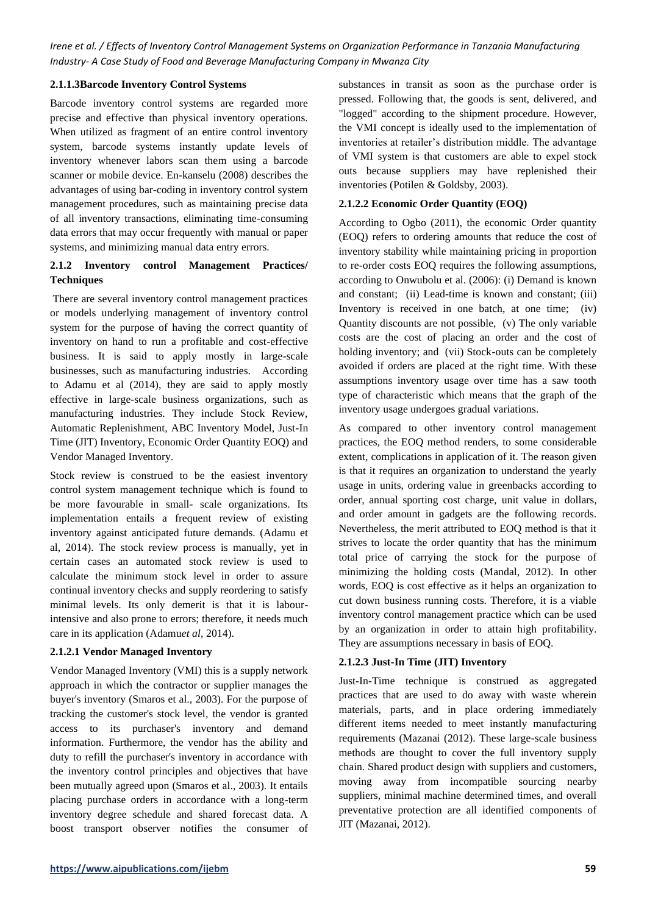### 2.1.1.3Barcode Inventory Control Systems

Barcode inventory control systems are regarded more precise and effective than physical inventory operations. When utilized as fragment of an entire control inventory system, barcode systems instantly update levels of inventory whenever labors scan them using a barcode scanner or mobile device. En-kanselu (2008) describes the advantages of using bar-coding in inventory control system management procedures, such as maintaining precise data of all inventory transactions, eliminating time-consuming data errors that may occur frequently with manual or paper systems, and minimizing manual data entry errors.

### 2.1.2 Inventory control Management Practices/ Techniques

There are several inventory control management practices or models underlying management of inventory control system for the purpose of having the correct quantity of inventory on hand to run a profitable and cost-effective business. It is said to apply mostly in large-scale businesses, such as manufacturing industries. According to Adamu et al (2014), they are said to apply mostly effective in large-scale business organizations, such as manufacturing industries. They include Stock Review, Automatic Replenishment, ABC Inventory Model, Just-In Time (JIT) Inventory, Economic Order Quantity EOQ) and Vendor Managed Inventory.

Stock review is construed to be the easiest inventory control system management technique which is found to be more favourable in small- scale organizations. Its implementation entails a frequent review of existing inventory against anticipated future demands. (Adamu et al, 2014). The stock review process is manually, yet in certain cases an automated stock review is used to calculate the minimum stock level in order to assure continual inventory checks and supply reordering to satisfy minimal levels. Its only demerit is that it is labour-intensive and also prone to errors; therefore, it needs much care in its application (Adamu*et al*, 2014).

#### 2.1.2.1 Vendor Managed Inventory

Vendor Managed Inventory (VMI) this is a supply network approach in which the contractor or supplier manages the buyer's inventory (Smaros et al., 2003). For the purpose of tracking the customer's stock level, the vendor is granted access to its purchaser's inventory and demand information. Furthermore, the vendor has the ability and duty to refill the purchaser's inventory in accordance with the inventory control principles and objectives that have been mutually agreed upon (Smaros et al., 2003). It entails placing purchase orders in accordance with a long-term inventory degree schedule and shared forecast data. A boost transport observer notifies the consumer of substances in transit as soon as the purchase order is pressed. Following that, the goods is sent, delivered, and "logged" according to the shipment procedure. However, the VMI concept is ideally used to the implementation of inventories at retailer's distribution middle. The advantage of VMI system is that customers are able to expel stock outs because suppliers may have replenished their inventories (Potilen & Goldsby, 2003).

#### 2.1.2.2 Economic Order Quantity (EOQ)

According to Ogbo (2011), the economic Order quantity (EOQ) refers to ordering amounts that reduce the cost of inventory stability while maintaining pricing in proportion to re-order costs EOQ requires the following assumptions, according to Onwubolu et al. (2006): (i) Demand is known and constant; (ii) Lead-time is known and constant; (iii) Inventory is received in one batch, at one time; (iv) Quantity discounts are not possible, (v) The only variable costs are the cost of placing an order and the cost of holding inventory; and (vii) Stock-outs can be completely avoided if orders are placed at the right time. With these assumptions inventory usage over time has a saw tooth type of characteristic which means that the graph of the inventory usage undergoes gradual variations.

As compared to other inventory control management practices, the EOQ method renders, to some considerable extent, complications in application of it. The reason given is that it requires an organization to understand the yearly usage in units, ordering value in greenbacks according to order, annual sporting cost charge, unit value in dollars, and order amount in gadgets are the following records. Nevertheless, the merit attributed to EOQ method is that it strives to locate the order quantity that has the minimum total price of carrying the stock for the purpose of minimizing the holding costs (Mandal, 2012). In other words, EOQ is cost effective as it helps an organization to cut down business running costs. Therefore, it is a viable inventory control management practice which can be used by an organization in order to attain high profitability. They are assumptions necessary in basis of EOQ.

#### 2.1.2.3 Just-In Time (JIT) Inventory

Just-In-Time technique is construed as aggregated practices that are used to do away with waste wherein materials, parts, and in place ordering immediately different items needed to meet instantly manufacturing requirements (Mazanai (2012). These large-scale business methods are thought to cover the full inventory supply chain. Shared product design with suppliers and customers, moving away from incompatible sourcing nearby suppliers, minimal machine determined times, and overall preventative protection are all identified components of JIT (Mazanai, 2012).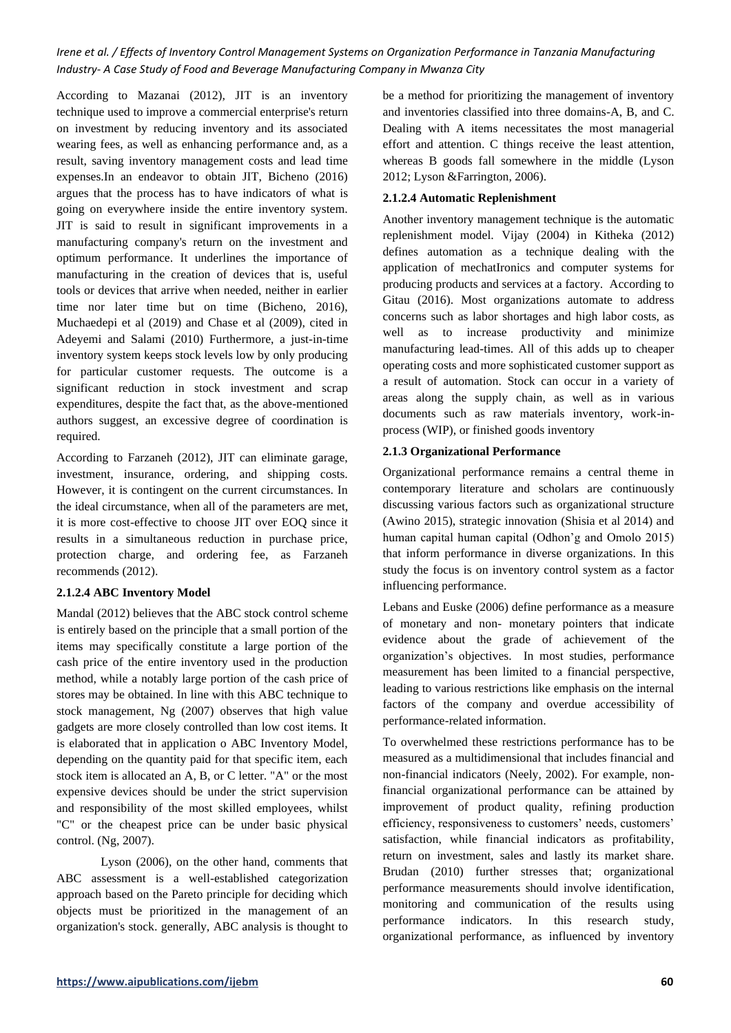According to Mazanai (2012), JIT is an inventory technique used to improve a commercial enterprise's return on investment by reducing inventory and its associated wearing fees, as well as enhancing performance and, as a result, saving inventory management costs and lead time expenses.In an endeavor to obtain JIT, Bicheno (2016) argues that the process has to have indicators of what is going on everywhere inside the entire inventory system. JIT is said to result in significant improvements in a manufacturing company's return on the investment and optimum performance. It underlines the importance of manufacturing in the creation of devices that is, useful tools or devices that arrive when needed, neither in earlier time nor later time but on time (Bicheno, 2016), Muchaedepi et al (2019) and Chase et al (2009), cited in Adeyemi and Salami (2010) Furthermore, a just-in-time inventory system keeps stock levels low by only producing for particular customer requests. The outcome is a significant reduction in stock investment and scrap expenditures, despite the fact that, as the above-mentioned authors suggest, an excessive degree of coordination is required.

According to Farzaneh (2012), JIT can eliminate garage, investment, insurance, ordering, and shipping costs. However, it is contingent on the current circumstances. In the ideal circumstance, when all of the parameters are met, it is more cost-effective to choose JIT over EOQ since it results in a simultaneous reduction in purchase price, protection charge, and ordering fee, as Farzaneh recommends (2012).

**2.1.2.4 ABC Inventory Model**

Mandal (2012) believes that the ABC stock control scheme is entirely based on the principle that a small portion of the items may specifically constitute a large portion of the cash price of the entire inventory used in the production method, while a notably large portion of the cash price of stores may be obtained. In line with this ABC technique to stock management, Ng (2007) observes that high value gadgets are more closely controlled than low cost items. It is elaborated that in application o ABC Inventory Model, depending on the quantity paid for that specific item, each stock item is allocated an A, B, or C letter. "A" or the most expensive devices should be under the strict supervision and responsibility of the most skilled employees, whilst "C" or the cheapest price can be under basic physical control. (Ng, 2007).

Lyson (2006), on the other hand, comments that ABC assessment is a well-established categorization approach based on the Pareto principle for deciding which objects must be prioritized in the management of an organization's stock. generally, ABC analysis is thought to be a method for prioritizing the management of inventory and inventories classified into three domains-A, B, and C. Dealing with A items necessitates the most managerial effort and attention. C things receive the least attention, whereas B goods fall somewhere in the middle (Lyson 2012; Lyson &Farrington, 2006).

**2.1.2.4 Automatic Replenishment**

Another inventory management technique is the automatic replenishment model. Vijay (2004) in Kitheka (2012) defines automation as a technique dealing with the application of mechatIronics and computer systems for producing products and services at a factory. According to Gitau (2016). Most organizations automate to address concerns such as labor shortages and high labor costs, as well as to increase productivity and minimize manufacturing lead-times. All of this adds up to cheaper operating costs and more sophisticated customer support as a result of automation. Stock can occur in a variety of areas along the supply chain, as well as in various documents such as raw materials inventory, work-in-process (WIP), or finished goods inventory

**2.1.3 Organizational Performance**

Organizational performance remains a central theme in contemporary literature and scholars are continuously discussing various factors such as organizational structure (Awino 2015), strategic innovation (Shisia et al 2014) and human capital human capital (Odhon'g and Omolo 2015) that inform performance in diverse organizations. In this study the focus is on inventory control system as a factor influencing performance.

Lebans and Euske (2006) define performance as a measure of monetary and non- monetary pointers that indicate evidence about the grade of achievement of the organization's objectives. In most studies, performance measurement has been limited to a financial perspective, leading to various restrictions like emphasis on the internal factors of the company and overdue accessibility of performance-related information.

To overwhelmed these restrictions performance has to be measured as a multidimensional that includes financial and non-financial indicators (Neely, 2002). For example, non-financial organizational performance can be attained by improvement of product quality, refining production efficiency, responsiveness to customers' needs, customers' satisfaction, while financial indicators as profitability, return on investment, sales and lastly its market share. Brudan (2010) further stresses that; organizational performance measurements should involve identification, monitoring and communication of the results using performance indicators. In this research study, organizational performance, as influenced by inventory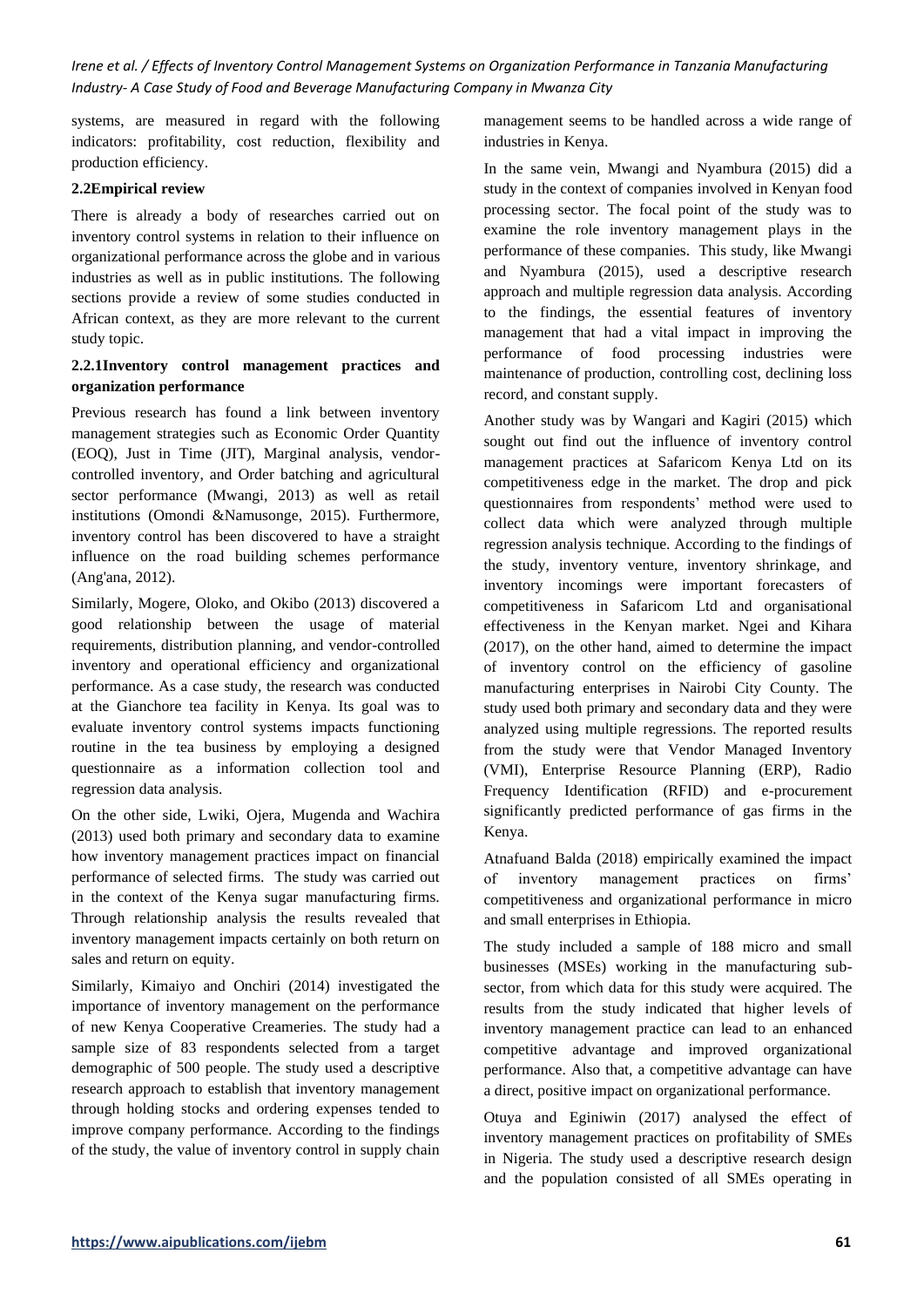systems, are measured in regard with the following indicators: profitability, cost reduction, flexibility and production efficiency.

### 2.2Empirical review

There is already a body of researches carried out on inventory control systems in relation to their influence on organizational performance across the globe and in various industries as well as in public institutions. The following sections provide a review of some studies conducted in African context, as they are more relevant to the current study topic.

#### 2.2.1Inventory control management practices and organization performance

Previous research has found a link between inventory management strategies such as Economic Order Quantity (EOQ), Just in Time (JIT), Marginal analysis, vendor-controlled inventory, and Order batching and agricultural sector performance (Mwangi, 2013) as well as retail institutions (Omondi &Namusonge, 2015). Furthermore, inventory control has been discovered to have a straight influence on the road building schemes performance (Ang'ana, 2012).

Similarly, Mogere, Oloko, and Okibo (2013) discovered a good relationship between the usage of material requirements, distribution planning, and vendor-controlled inventory and operational efficiency and organizational performance. As a case study, the research was conducted at the Gianchore tea facility in Kenya. Its goal was to evaluate inventory control systems impacts functioning routine in the tea business by employing a designed questionnaire as a information collection tool and regression data analysis.

On the other side, Lwiki, Ojera, Mugenda and Wachira (2013) used both primary and secondary data to examine how inventory management practices impact on financial performance of selected firms. The study was carried out in the context of the Kenya sugar manufacturing firms. Through relationship analysis the results revealed that inventory management impacts certainly on both return on sales and return on equity.

Similarly, Kimaiyo and Onchiri (2014) investigated the importance of inventory management on the performance of new Kenya Cooperative Creameries. The study had a sample size of 83 respondents selected from a target demographic of 500 people. The study used a descriptive research approach to establish that inventory management through holding stocks and ordering expenses tended to improve company performance. According to the findings of the study, the value of inventory control in supply chain management seems to be handled across a wide range of industries in Kenya.

In the same vein, Mwangi and Nyambura (2015) did a study in the context of companies involved in Kenyan food processing sector. The focal point of the study was to examine the role inventory management plays in the performance of these companies. This study, like Mwangi and Nyambura (2015), used a descriptive research approach and multiple regression data analysis. According to the findings, the essential features of inventory management that had a vital impact in improving the performance of food processing industries were maintenance of production, controlling cost, declining loss record, and constant supply.

Another study was by Wangari and Kagiri (2015) which sought out find out the influence of inventory control management practices at Safaricom Kenya Ltd on its competitiveness edge in the market. The drop and pick questionnaires from respondents' method were used to collect data which were analyzed through multiple regression analysis technique. According to the findings of the study, inventory venture, inventory shrinkage, and inventory incomings were important forecasters of competitiveness in Safaricom Ltd and organisational effectiveness in the Kenyan market. Ngei and Kihara (2017), on the other hand, aimed to determine the impact of inventory control on the efficiency of gasoline manufacturing enterprises in Nairobi City County. The study used both primary and secondary data and they were analyzed using multiple regressions. The reported results from the study were that Vendor Managed Inventory (VMI), Enterprise Resource Planning (ERP), Radio Frequency Identification (RFID) and e-procurement significantly predicted performance of gas firms in the Kenya.

Atnafuand Balda (2018) empirically examined the impact of inventory management practices on firms' competitiveness and organizational performance in micro and small enterprises in Ethiopia.

The study included a sample of 188 micro and small businesses (MSEs) working in the manufacturing sub-sector, from which data for this study were acquired. The results from the study indicated that higher levels of inventory management practice can lead to an enhanced competitive advantage and improved organizational performance. Also that, a competitive advantage can have a direct, positive impact on organizational performance.

Otuya and Eginiwin (2017) analysed the effect of inventory management practices on profitability of SMEs in Nigeria. The study used a descriptive research design and the population consisted of all SMEs operating in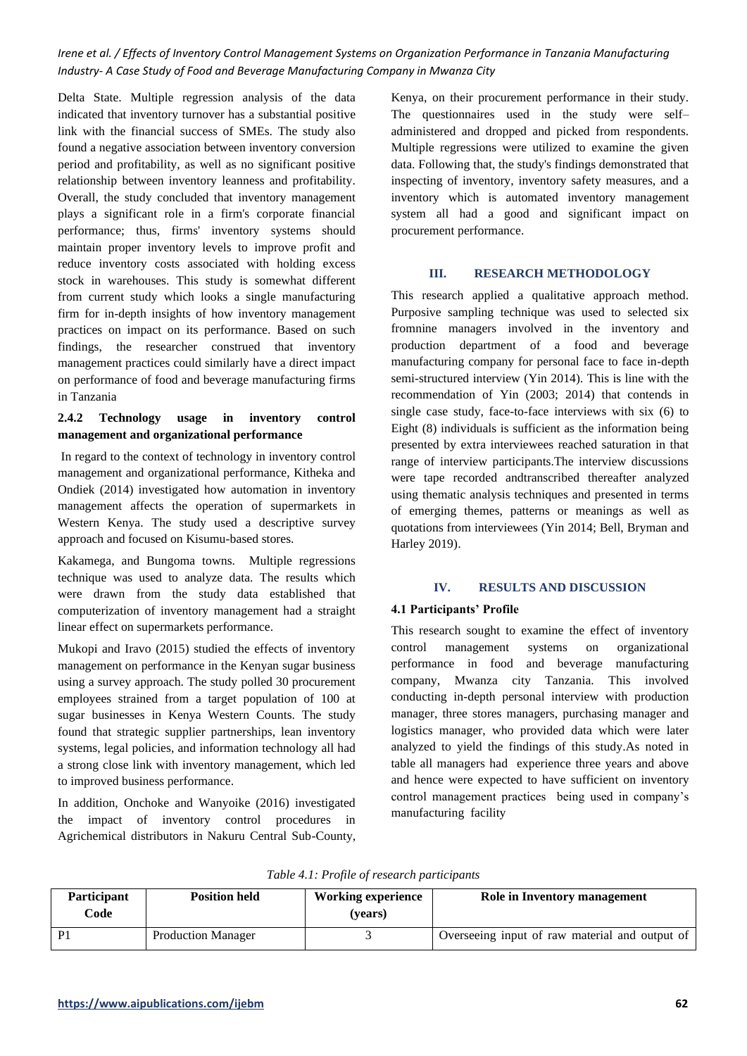Delta State. Multiple regression analysis of the data indicated that inventory turnover has a substantial positive link with the financial success of SMEs. The study also found a negative association between inventory conversion period and profitability, as well as no significant positive relationship between inventory leanness and profitability. Overall, the study concluded that inventory management plays a significant role in a firm's corporate financial performance; thus, firms' inventory systems should maintain proper inventory levels to improve profit and reduce inventory costs associated with holding excess stock in warehouses. This study is somewhat different from current study which looks a single manufacturing firm for in-depth insights of how inventory management practices on impact on its performance. Based on such findings, the researcher construed that inventory management practices could similarly have a direct impact on performance of food and beverage manufacturing firms in Tanzania

### 2.4.2 Technology usage in inventory control management and organizational performance

In regard to the context of technology in inventory control management and organizational performance, Kitheka and Ondiek (2014) investigated how automation in inventory management affects the operation of supermarkets in Western Kenya. The study used a descriptive survey approach and focused on Kisumu-based stores.

Kakamega, and Bungoma towns. Multiple regressions technique was used to analyze data. The results which were drawn from the study data established that computerization of inventory management had a straight linear effect on supermarkets performance.

Mukopi and Iravo (2015) studied the effects of inventory management on performance in the Kenyan sugar business using a survey approach. The study polled 30 procurement employees strained from a target population of 100 at sugar businesses in Kenya Western Counts. The study found that strategic supplier partnerships, lean inventory systems, legal policies, and information technology all had a strong close link with inventory management, which led to improved business performance.

In addition, Onchoke and Wanyoike (2016) investigated the impact of inventory control procedures in Agrichemical distributors in Nakuru Central Sub-County, Kenya, on their procurement performance in their study. The questionnaires used in the study were self–administered and dropped and picked from respondents. Multiple regressions were utilized to examine the given data. Following that, the study's findings demonstrated that inspecting of inventory, inventory safety measures, and a inventory which is automated inventory management system all had a good and significant impact on procurement performance.

## III. RESEARCH METHODOLOGY

This research applied a qualitative approach method. Purposive sampling technique was used to selected six fromnine managers involved in the inventory and production department of a food and beverage manufacturing company for personal face to face in-depth semi-structured interview (Yin 2014). This is line with the recommendation of Yin (2003; 2014) that contends in single case study, face-to-face interviews with six (6) to Eight (8) individuals is sufficient as the information being presented by extra interviewees reached saturation in that range of interview participants.The interview discussions were tape recorded andtranscribed thereafter analyzed using thematic analysis techniques and presented in terms of emerging themes, patterns or meanings as well as quotations from interviewees (Yin 2014; Bell, Bryman and Harley 2019).

## IV. RESULTS AND DISCUSSION

### 4.1 Participants' Profile

This research sought to examine the effect of inventory control management systems on organizational performance in food and beverage manufacturing company, Mwanza city Tanzania. This involved conducting in-depth personal interview with production manager, three stores managers, purchasing manager and logistics manager, who provided data which were later analyzed to yield the findings of this study.As noted in table all managers had experience three years and above and hence were expected to have sufficient on inventory control management practices being used in company's manufacturing facility

*Table 4.1: Profile of research participants*

| Participant Code | Position held | Working experience (years) | Role in Inventory management |
|---|---|---|---|
| P1 | Production Manager | 3 | Overseeing input of raw material and output of |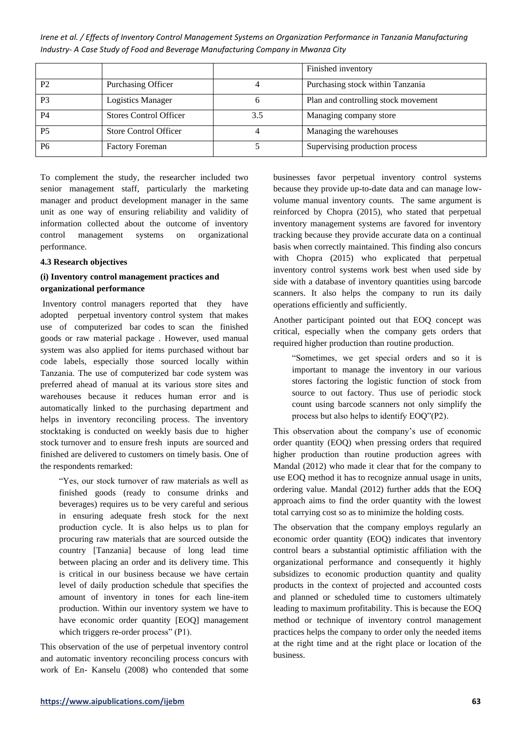|  |  |  | Finished inventory |
| --- | --- | --- | --- |
| P2 | Purchasing Officer | 4 | Purchasing stock within Tanzania |
| P3 | Logistics Manager | 6 | Plan and controlling stock movement |
| P4 | Stores Control Officer | 3.5 | Managing company store |
| P5 | Store Control Officer | 4 | Managing the warehouses |
| P6 | Factory Foreman | 5 | Supervising production process |

To complement the study, the researcher included two senior management staff, particularly the marketing manager and product development manager in the same unit as one way of ensuring reliability and validity of information collected about the outcome of inventory control management systems on organizational performance.

**4.3 Research objectives**

**(i) Inventory control management practices and organizational performance**

Inventory control managers reported that they have adopted perpetual inventory control system that makes use of computerized bar codes to scan the finished goods or raw material package . However, used manual system was also applied for items purchased without bar code labels, especially those sourced locally within Tanzania. The use of computerized bar code system was preferred ahead of manual at its various store sites and warehouses because it reduces human error and is automatically linked to the purchasing department and helps in inventory reconciling process. The inventory stocktaking is conducted on weekly basis due to higher stock turnover and to ensure fresh inputs are sourced and finished are delivered to customers on timely basis. One of the respondents remarked:

> "Yes, our stock turnover of raw materials as well as finished goods (ready to consume drinks and beverages) requires us to be very careful and serious in ensuring adequate fresh stock for the next production cycle. It is also helps us to plan for procuring raw materials that are sourced outside the country [Tanzania] because of long lead time between placing an order and its delivery time. This is critical in our business because we have certain level of daily production schedule that specifies the amount of inventory in tones for each line-item production. Within our inventory system we have to have economic order quantity [EOQ] management which triggers re-order process" (P1).

This observation of the use of perpetual inventory control and automatic inventory reconciling process concurs with work of En- Kanselu (2008) who contended that some businesses favor perpetual inventory control systems because they provide up-to-date data and can manage low-volume manual inventory counts. The same argument is reinforced by Chopra (2015), who stated that perpetual inventory management systems are favored for inventory tracking because they provide accurate data on a continual basis when correctly maintained. This finding also concurs with Chopra (2015) who explicated that perpetual inventory control systems work best when used side by side with a database of inventory quantities using barcode scanners. It also helps the company to run its daily operations efficiently and sufficiently.

Another participant pointed out that EOQ concept was critical, especially when the company gets orders that required higher production than routine production.

> "Sometimes, we get special orders and so it is important to manage the inventory in our various stores factoring the logistic function of stock from source to out factory. Thus use of periodic stock count using barcode scanners not only simplify the process but also helps to identify EOQ"(P2).

This observation about the company's use of economic order quantity (EOQ) when pressing orders that required higher production than routine production agrees with Mandal (2012) who made it clear that for the company to use EOQ method it has to recognize annual usage in units, ordering value. Mandal (2012) further adds that the EOQ approach aims to find the order quantity with the lowest total carrying cost so as to minimize the holding costs.

The observation that the company employs regularly an economic order quantity (EOQ) indicates that inventory control bears a substantial optimistic affiliation with the organizational performance and consequently it highly subsidizes to economic production quantity and quality products in the context of projected and accounted costs and planned or scheduled time to customers ultimately leading to maximum profitability. This is because the EOQ method or technique of inventory control management practices helps the company to order only the needed items at the right time and at the right place or location of the business.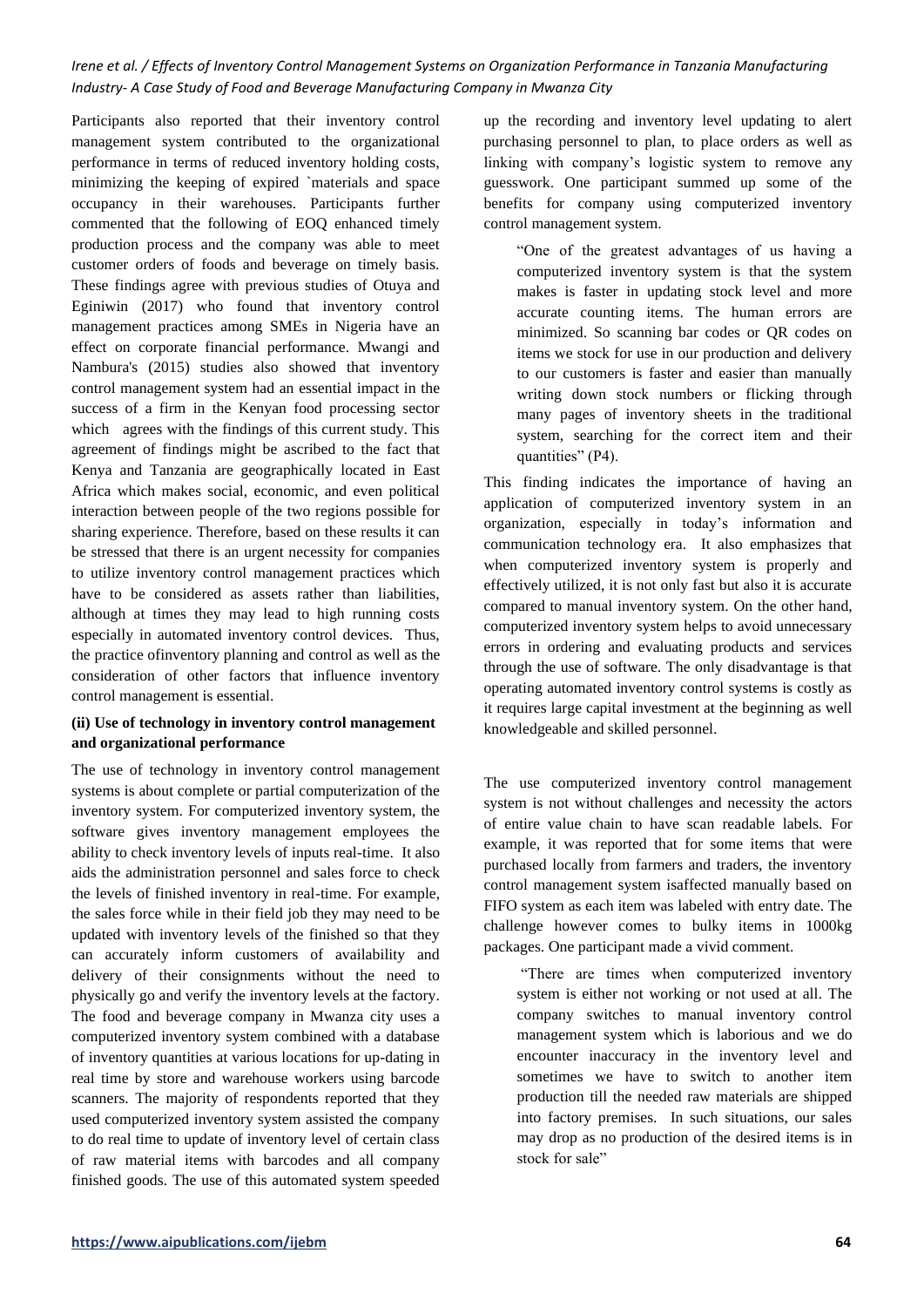Participants also reported that their inventory control management system contributed to the organizational performance in terms of reduced inventory holding costs, minimizing the keeping of expired `materials and space occupancy in their warehouses. Participants further commented that the following of EOQ enhanced timely production process and the company was able to meet customer orders of foods and beverage on timely basis. These findings agree with previous studies of Otuya and Eginiwin (2017) who found that inventory control management practices among SMEs in Nigeria have an effect on corporate financial performance. Mwangi and Nambura's (2015) studies also showed that inventory control management system had an essential impact in the success of a firm in the Kenyan food processing sector which agrees with the findings of this current study. This agreement of findings might be ascribed to the fact that Kenya and Tanzania are geographically located in East Africa which makes social, economic, and even political interaction between people of the two regions possible for sharing experience. Therefore, based on these results it can be stressed that there is an urgent necessity for companies to utilize inventory control management practices which have to be considered as assets rather than liabilities, although at times they may lead to high running costs especially in automated inventory control devices. Thus, the practice ofinventory planning and control as well as the consideration of other factors that influence inventory control management is essential.

**(ii) Use of technology in inventory control management and organizational performance**

The use of technology in inventory control management systems is about complete or partial computerization of the inventory system. For computerized inventory system, the software gives inventory management employees the ability to check inventory levels of inputs real-time. It also aids the administration personnel and sales force to check the levels of finished inventory in real-time. For example, the sales force while in their field job they may need to be updated with inventory levels of the finished so that they can accurately inform customers of availability and delivery of their consignments without the need to physically go and verify the inventory levels at the factory. The food and beverage company in Mwanza city uses a computerized inventory system combined with a database of inventory quantities at various locations for up-dating in real time by store and warehouse workers using barcode scanners. The majority of respondents reported that they used computerized inventory system assisted the company to do real time to update of inventory level of certain class of raw material items with barcodes and all company finished goods. The use of this automated system speeded up the recording and inventory level updating to alert purchasing personnel to plan, to place orders as well as linking with company's logistic system to remove any guesswork. One participant summed up some of the benefits for company using computerized inventory control management system.

> "One of the greatest advantages of us having a computerized inventory system is that the system makes is faster in updating stock level and more accurate counting items. The human errors are minimized. So scanning bar codes or QR codes on items we stock for use in our production and delivery to our customers is faster and easier than manually writing down stock numbers or flicking through many pages of inventory sheets in the traditional system, searching for the correct item and their quantities" (P4).

This finding indicates the importance of having an application of computerized inventory system in an organization, especially in today's information and communication technology era. It also emphasizes that when computerized inventory system is properly and effectively utilized, it is not only fast but also it is accurate compared to manual inventory system. On the other hand, computerized inventory system helps to avoid unnecessary errors in ordering and evaluating products and services through the use of software. The only disadvantage is that operating automated inventory control systems is costly as it requires large capital investment at the beginning as well knowledgeable and skilled personnel.

The use computerized inventory control management system is not without challenges and necessity the actors of entire value chain to have scan readable labels. For example, it was reported that for some items that were purchased locally from farmers and traders, the inventory control management system isaffected manually based on FIFO system as each item was labeled with entry date. The challenge however comes to bulky items in 1000kg packages. One participant made a vivid comment.

> "There are times when computerized inventory system is either not working or not used at all. The company switches to manual inventory control management system which is laborious and we do encounter inaccuracy in the inventory level and sometimes we have to switch to another item production till the needed raw materials are shipped into factory premises. In such situations, our sales may drop as no production of the desired items is in stock for sale"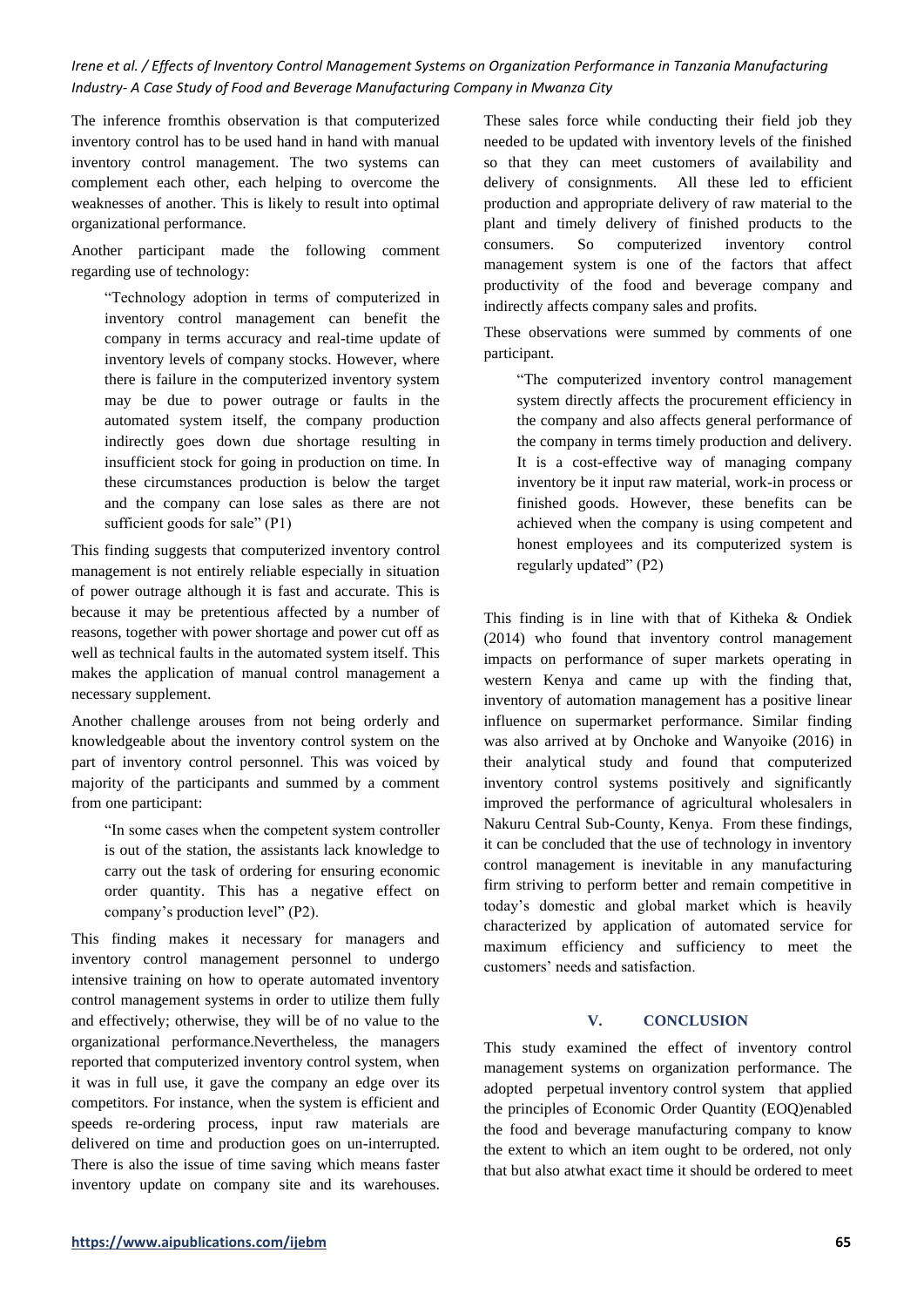The inference fromthis observation is that computerized inventory control has to be used hand in hand with manual inventory control management. The two systems can complement each other, each helping to overcome the weaknesses of another. This is likely to result into optimal organizational performance.

Another participant made the following comment regarding use of technology:

> "Technology adoption in terms of computerized in inventory control management can benefit the company in terms accuracy and real-time update of inventory levels of company stocks. However, where there is failure in the computerized inventory system may be due to power outrage or faults in the automated system itself, the company production indirectly goes down due shortage resulting in insufficient stock for going in production on time. In these circumstances production is below the target and the company can lose sales as there are not sufficient goods for sale" (P1)

This finding suggests that computerized inventory control management is not entirely reliable especially in situation of power outrage although it is fast and accurate. This is because it may be pretentious affected by a number of reasons, together with power shortage and power cut off as well as technical faults in the automated system itself. This makes the application of manual control management a necessary supplement.

Another challenge arouses from not being orderly and knowledgeable about the inventory control system on the part of inventory control personnel. This was voiced by majority of the participants and summed by a comment from one participant:

> "In some cases when the competent system controller is out of the station, the assistants lack knowledge to carry out the task of ordering for ensuring economic order quantity. This has a negative effect on company's production level" (P2).

This finding makes it necessary for managers and inventory control management personnel to undergo intensive training on how to operate automated inventory control management systems in order to utilize them fully and effectively; otherwise, they will be of no value to the organizational performance.Nevertheless, the managers reported that computerized inventory control system, when it was in full use, it gave the company an edge over its competitors. For instance, when the system is efficient and speeds re-ordering process, input raw materials are delivered on time and production goes on un-interrupted. There is also the issue of time saving which means faster inventory update on company site and its warehouses. These sales force while conducting their field job they needed to be updated with inventory levels of the finished so that they can meet customers of availability and delivery of consignments. All these led to efficient production and appropriate delivery of raw material to the plant and timely delivery of finished products to the consumers. So computerized inventory control management system is one of the factors that affect productivity of the food and beverage company and indirectly affects company sales and profits.

These observations were summed by comments of one participant.

> "The computerized inventory control management system directly affects the procurement efficiency in the company and also affects general performance of the company in terms timely production and delivery. It is a cost-effective way of managing company inventory be it input raw material, work-in process or finished goods. However, these benefits can be achieved when the company is using competent and honest employees and its computerized system is regularly updated" (P2)

This finding is in line with that of Kitheka & Ondiek (2014) who found that inventory control management impacts on performance of super markets operating in western Kenya and came up with the finding that, inventory of automation management has a positive linear influence on supermarket performance. Similar finding was also arrived at by Onchoke and Wanyoike (2016) in their analytical study and found that computerized inventory control systems positively and significantly improved the performance of agricultural wholesalers in Nakuru Central Sub-County, Kenya. From these findings, it can be concluded that the use of technology in inventory control management is inevitable in any manufacturing firm striving to perform better and remain competitive in today's domestic and global market which is heavily characterized by application of automated service for maximum efficiency and sufficiency to meet the customers' needs and satisfaction.

## V. CONCLUSION

This study examined the effect of inventory control management systems on organization performance. The adopted perpetual inventory control system that applied the principles of Economic Order Quantity (EOQ)enabled the food and beverage manufacturing company to know the extent to which an item ought to be ordered, not only that but also atwhat exact time it should be ordered to meet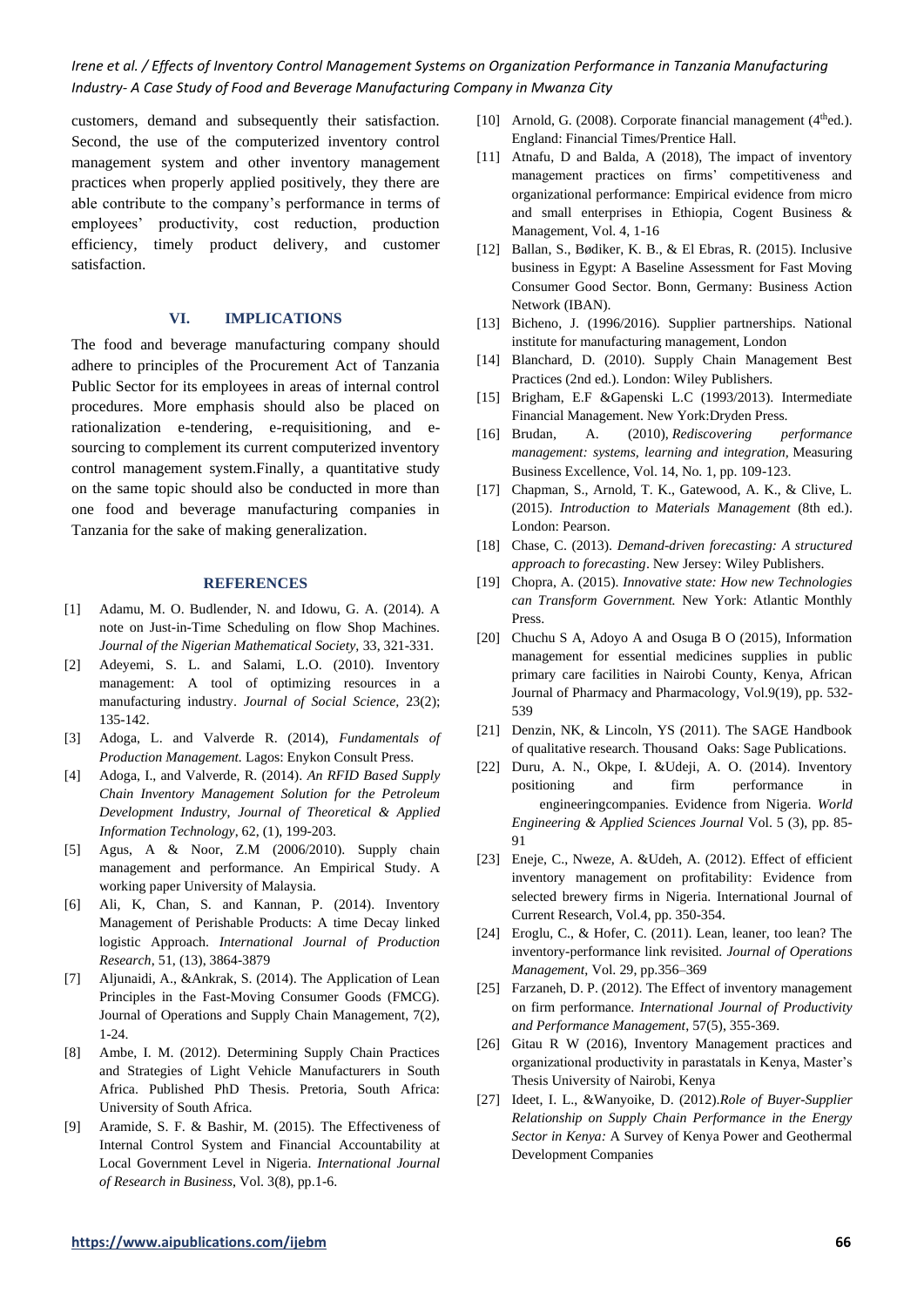customers, demand and subsequently their satisfaction. Second, the use of the computerized inventory control management system and other inventory management practices when properly applied positively, they there are able contribute to the company's performance in terms of employees' productivity, cost reduction, production efficiency, timely product delivery, and customer satisfaction.

## VI. IMPLICATIONS

The food and beverage manufacturing company should adhere to principles of the Procurement Act of Tanzania Public Sector for its employees in areas of internal control procedures. More emphasis should also be placed on rationalization e-tendering, e-requisitioning, and e-sourcing to complement its current computerized inventory control management system.Finally, a quantitative study on the same topic should also be conducted in more than one food and beverage manufacturing companies in Tanzania for the sake of making generalization.

## REFERENCES

[1] Adamu, M. O. Budlender, N. and Idowu, G. A. (2014). A note on Just-in-Time Scheduling on flow Shop Machines. *Journal of the Nigerian Mathematical Society*, 33, 321-331.

[2] Adeyemi, S. L. and Salami, L.O. (2010). Inventory management: A tool of optimizing resources in a manufacturing industry. *Journal of Social Science*, 23(2); 135-142.

[3] Adoga, L. and Valverde R. (2014), *Fundamentals of Production Management.* Lagos: Enykon Consult Press.

[4] Adoga, I., and Valverde, R. (2014). *An RFID Based Supply Chain Inventory Management Solution for the Petroleum Development Industry, Journal of Theoretical & Applied Information Technology*, 62, (1), 199-203.

[5] Agus, A & Noor, Z.M (2006/2010). Supply chain management and performance. An Empirical Study. A working paper University of Malaysia.

[6] Ali, K, Chan, S. and Kannan, P. (2014). Inventory Management of Perishable Products: A time Decay linked logistic Approach. *International Journal of Production Research*, 51, (13), 3864-3879

[7] Aljunaidi, A., &Ankrak, S. (2014). The Application of Lean Principles in the Fast-Moving Consumer Goods (FMCG). Journal of Operations and Supply Chain Management, 7(2), 1-24.

[8] Ambe, I. M. (2012). Determining Supply Chain Practices and Strategies of Light Vehicle Manufacturers in South Africa. Published PhD Thesis. Pretoria, South Africa: University of South Africa.

[9] Aramide, S. F. & Bashir, M. (2015). The Effectiveness of Internal Control System and Financial Accountability at Local Government Level in Nigeria. *International Journal of Research in Business*, Vol. 3(8), pp.1-6.

[10] Arnold, G. (2008). Corporate financial management (4thed.). England: Financial Times/Prentice Hall.

[11] Atnafu, D and Balda, A (2018), The impact of inventory management practices on firms' competitiveness and organizational performance: Empirical evidence from micro and small enterprises in Ethiopia, Cogent Business & Management, Vol. 4, 1-16

[12] Ballan, S., Bødiker, K. B., & El Ebras, R. (2015). Inclusive business in Egypt: A Baseline Assessment for Fast Moving Consumer Good Sector. Bonn, Germany: Business Action Network (IBAN).

[13] Bicheno, J. (1996/2016). Supplier partnerships. National institute for manufacturing management, London

[14] Blanchard, D. (2010). Supply Chain Management Best Practices (2nd ed.). London: Wiley Publishers.

[15] Brigham, E.F &Gapenski L.C (1993/2013). Intermediate Financial Management. New York:Dryden Press.

[16] Brudan, A. (2010), *Rediscovering performance management: systems, learning and integration,* Measuring Business Excellence, Vol. 14, No. 1, pp. 109-123.

[17] Chapman, S., Arnold, T. K., Gatewood, A. K., & Clive, L. (2015). *Introduction to Materials Management* (8th ed.). London: Pearson.

[18] Chase, C. (2013). *Demand-driven forecasting: A structured approach to forecasting*. New Jersey: Wiley Publishers.

[19] Chopra, A. (2015). *Innovative state: How new Technologies can Transform Government.* New York: Atlantic Monthly Press.

[20] Chuchu S A, Adoyo A and Osuga B O (2015), Information management for essential medicines supplies in public primary care facilities in Nairobi County, Kenya, African Journal of Pharmacy and Pharmacology, Vol.9(19), pp. 532-539

[21] Denzin, NK, & Lincoln, YS (2011). The SAGE Handbook of qualitative research. Thousand Oaks: Sage Publications.

[22] Duru, A. N., Okpe, I. &Udeji, A. O. (2014). Inventory positioning and firm performance in engineeringcompanies. Evidence from Nigeria. *World Engineering & Applied Sciences Journal* Vol. 5 (3), pp. 85-91

[23] Eneje, C., Nweze, A. &Udeh, A. (2012). Effect of efficient inventory management on profitability: Evidence from selected brewery firms in Nigeria. International Journal of Current Research, Vol.4, pp. 350-354.

[24] Eroglu, C., & Hofer, C. (2011). Lean, leaner, too lean? The inventory-performance link revisited. *Journal of Operations Management*, Vol. 29, pp.356–369

[25] Farzaneh, D. P. (2012). The Effect of inventory management on firm performance. *International Journal of Productivity and Performance Management*, 57(5), 355-369.

[26] Gitau R W (2016), Inventory Management practices and organizational productivity in parastatals in Kenya, Master's Thesis University of Nairobi, Kenya

[27] Ideet, I. L., &Wanyoike, D. (2012).*Role of Buyer-Supplier Relationship on Supply Chain Performance in the Energy Sector in Kenya:* A Survey of Kenya Power and Geothermal Development Companies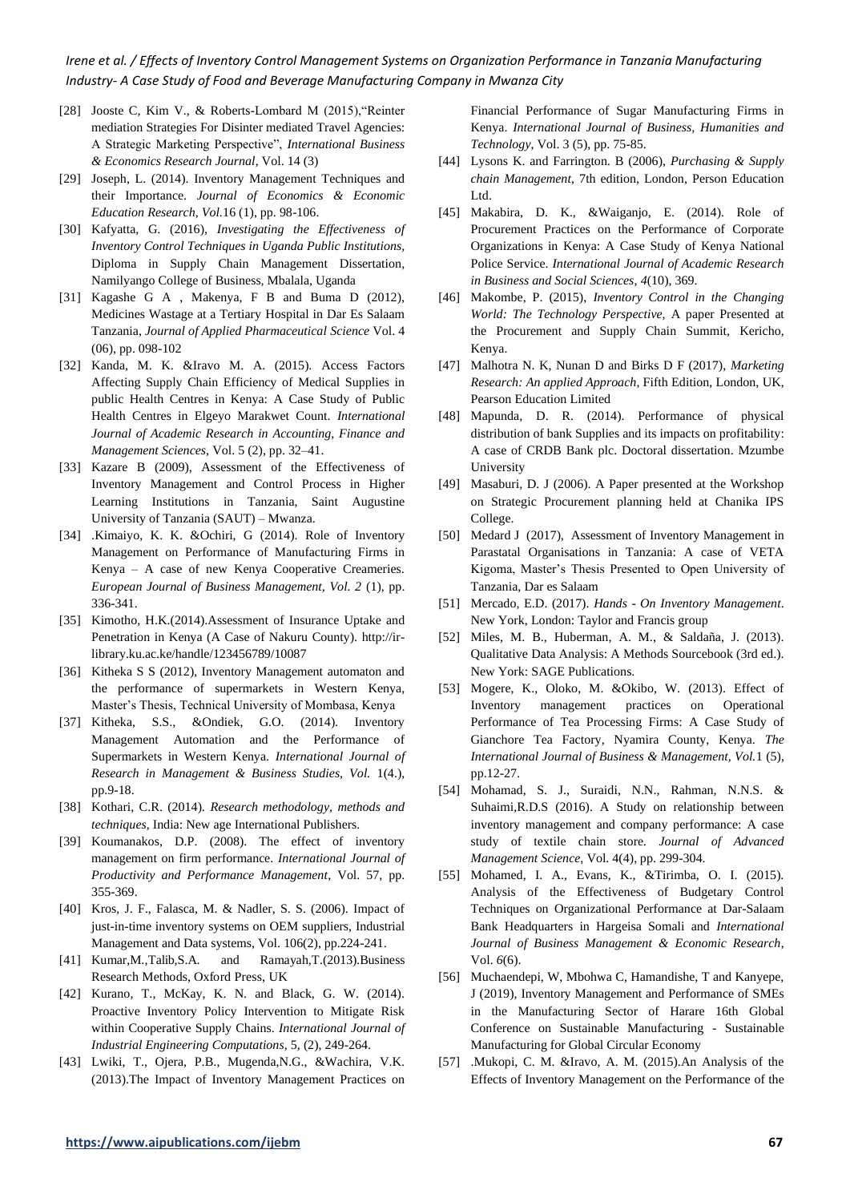[28] Jooste C, Kim V., & Roberts-Lombard M (2015),"Reinter mediation Strategies For Disinter mediated Travel Agencies: A Strategic Marketing Perspective", *International Business & Economics Research Journal*, Vol. 14 (3)

[29] Joseph, L. (2014). Inventory Management Techniques and their Importance. *Journal of Economics & Economic Education Research, Vol.*16 (1), pp. 98-106.

[30] Kafyatta, G. (2016), *Investigating the Effectiveness of Inventory Control Techniques in Uganda Public Institutions,* Diploma in Supply Chain Management Dissertation, Namilyango College of Business, Mbalala, Uganda

[31] Kagashe G A , Makenya, F B and Buma D (2012), Medicines Wastage at a Tertiary Hospital in Dar Es Salaam Tanzania, *Journal of Applied Pharmaceutical Science* Vol. 4 (06), pp. 098-102

[32] Kanda, M. K. &Iravo M. A. (2015). Access Factors Affecting Supply Chain Efficiency of Medical Supplies in public Health Centres in Kenya: A Case Study of Public Health Centres in Elgeyo Marakwet Count. *International Journal of Academic Research in Accounting, Finance and Management Sciences*, Vol. 5 (2), pp. 32–41.

[33] Kazare B (2009), Assessment of the Effectiveness of Inventory Management and Control Process in Higher Learning Institutions in Tanzania, Saint Augustine University of Tanzania (SAUT) – Mwanza.

[34] .Kimaiyo, K. K. &Ochiri, G (2014). Role of Inventory Management on Performance of Manufacturing Firms in Kenya – A case of new Kenya Cooperative Creameries. *European Journal of Business Management, Vol. 2* (1), pp. 336-341.

[35] Kimotho, H.K.(2014).Assessment of Insurance Uptake and Penetration in Kenya (A Case of Nakuru County). http://ir-library.ku.ac.ke/handle/123456789/10087

[36] Kitheka S S (2012), Inventory Management automaton and the performance of supermarkets in Western Kenya, Master's Thesis, Technical University of Mombasa, Kenya

[37] Kitheka, S.S., &Ondiek, G.O. (2014). Inventory Management Automation and the Performance of Supermarkets in Western Kenya. *International Journal of Research in Management & Business Studies, Vol.* 1(4.), pp.9-18.

[38] Kothari, C.R. (2014). *Research methodology, methods and techniques*, India: New age International Publishers.

[39] Koumanakos, D.P. (2008). The effect of inventory management on firm performance. *International Journal of Productivity and Performance Management*, Vol. 57, pp. 355-369.

[40] Kros, J. F., Falasca, M. & Nadler, S. S. (2006). Impact of just-in-time inventory systems on OEM suppliers, Industrial Management and Data systems, Vol. 106(2), pp.224-241.

[41] Kumar,M.,Talib,S.A. and Ramayah,T.(2013).Business Research Methods, Oxford Press, UK

[42] Kurano, T., McKay, K. N. and Black, G. W. (2014). Proactive Inventory Policy Intervention to Mitigate Risk within Cooperative Supply Chains. *International Journal of Industrial Engineering Computations*, 5, (2), 249-264.

[43] Lwiki, T., Ojera, P.B., Mugenda,N.G., &Wachira, V.K. (2013).The Impact of Inventory Management Practices on Financial Performance of Sugar Manufacturing Firms in Kenya. *International Journal of Business, Humanities and Technology*, Vol. 3 (5), pp. 75-85.

[44] Lysons K. and Farrington. B (2006), *Purchasing & Supply chain Management*, 7th edition, London, Person Education Ltd.

[45] Makabira, D. K., &Waiganjo, E. (2014). Role of Procurement Practices on the Performance of Corporate Organizations in Kenya: A Case Study of Kenya National Police Service. *International Journal of Academic Research in Business and Social Sciences*, *4*(10), 369.

[46] Makombe, P. (2015), *Inventory Control in the Changing World: The Technology Perspective,* A paper Presented at the Procurement and Supply Chain Summit, Kericho, Kenya.

[47] Malhotra N. K, Nunan D and Birks D F (2017), *Marketing Research: An applied Approach,* Fifth Edition, London, UK, Pearson Education Limited

[48] Mapunda, D. R. (2014). Performance of physical distribution of bank Supplies and its impacts on profitability: A case of CRDB Bank plc. Doctoral dissertation. Mzumbe University

[49] Masaburi, D. J (2006). A Paper presented at the Workshop on Strategic Procurement planning held at Chanika IPS College.

[50] Medard J (2017), Assessment of Inventory Management in Parastatal Organisations in Tanzania: A case of VETA Kigoma, Master's Thesis Presented to Open University of Tanzania, Dar es Salaam

[51] Mercado, E.D. (2017). *Hands - On Inventory Management*. New York, London: Taylor and Francis group

[52] Miles, M. B., Huberman, A. M., & Saldaña, J. (2013). Qualitative Data Analysis: A Methods Sourcebook (3rd ed.). New York: SAGE Publications.

[53] Mogere, K., Oloko, M. &Okibo, W. (2013). Effect of Inventory management practices on Operational Performance of Tea Processing Firms: A Case Study of Gianchore Tea Factory, Nyamira County, Kenya. *The International Journal of Business & Management, Vol.*1 (5), pp.12-27.

[54] Mohamad, S. J., Suraidi, N.N., Rahman, N.N.S. & Suhaimi,R.D.S (2016). A Study on relationship between inventory management and company performance: A case study of textile chain store. *Journal of Advanced Management Science*, Vol. 4(4), pp. 299-304.

[55] Mohamed, I. A., Evans, K., &Tirimba, O. I. (2015). Analysis of the Effectiveness of Budgetary Control Techniques on Organizational Performance at Dar-Salaam Bank Headquarters in Hargeisa Somali and *International Journal of Business Management & Economic Research*, Vol. *6*(6).

[56] Muchaendepi, W, Mbohwa C, Hamandishe, T and Kanyepe, J (2019), Inventory Management and Performance of SMEs in the Manufacturing Sector of Harare 16th Global Conference on Sustainable Manufacturing - Sustainable Manufacturing for Global Circular Economy

[57] .Mukopi, C. M. &Iravo, A. M. (2015).An Analysis of the Effects of Inventory Management on the Performance of the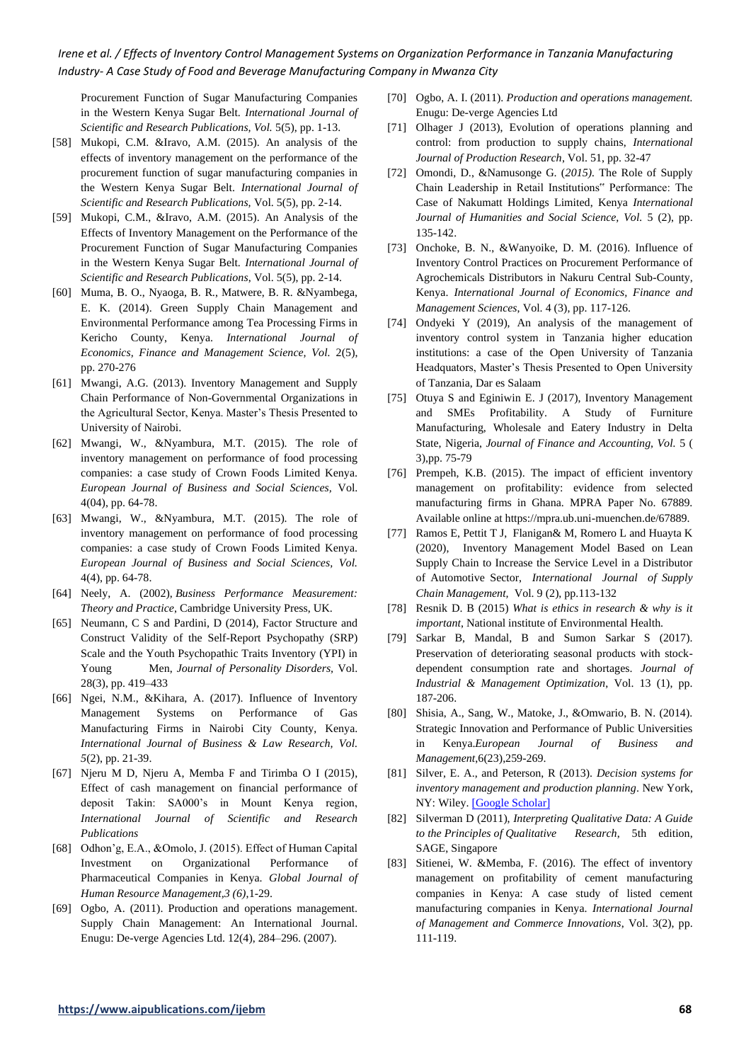Procurement Function of Sugar Manufacturing Companies in the Western Kenya Sugar Belt. *International Journal of Scientific and Research Publications, Vol.* 5(5), pp. 1-13.

[58] Mukopi, C.M. &Iravo, A.M. (2015). An analysis of the effects of inventory management on the performance of the procurement function of sugar manufacturing companies in the Western Kenya Sugar Belt. *International Journal of Scientific and Research Publications,* Vol. 5(5), pp. 2-14.

[59] Mukopi, C.M., &Iravo, A.M. (2015). An Analysis of the Effects of Inventory Management on the Performance of the Procurement Function of Sugar Manufacturing Companies in the Western Kenya Sugar Belt. *International Journal of Scientific and Research Publications*, Vol. 5(5), pp. 2-14.

[60] Muma, B. O., Nyaoga, B. R., Matwere, B. R. &Nyambega, E. K. (2014). Green Supply Chain Management and Environmental Performance among Tea Processing Firms in Kericho County, Kenya. *International Journal of Economics, Finance and Management Science, Vol.* 2(5), pp. 270-276

[61] Mwangi, A.G. (2013). Inventory Management and Supply Chain Performance of Non-Governmental Organizations in the Agricultural Sector, Kenya. Master's Thesis Presented to University of Nairobi.

[62] Mwangi, W., &Nyambura, M.T. (2015). The role of inventory management on performance of food processing companies: a case study of Crown Foods Limited Kenya. *European Journal of Business and Social Sciences,* Vol. 4(04), pp. 64-78.

[63] Mwangi, W., &Nyambura, M.T. (2015). The role of inventory management on performance of food processing companies: a case study of Crown Foods Limited Kenya. *European Journal of Business and Social Sciences, Vol.* 4(4), pp. 64-78.

[64] Neely, A. (2002), *Business Performance Measurement: Theory and Practice*, Cambridge University Press, UK.

[65] Neumann, C S and Pardini, D (2014), Factor Structure and Construct Validity of the Self-Report Psychopathy (SRP) Scale and the Youth Psychopathic Traits Inventory (YPI) in Young Men, *Journal of Personality Disorders,* Vol. 28(3), pp. 419–433

[66] Ngei, N.M., &Kihara, A. (2017). Influence of Inventory Management Systems on Performance of Gas Manufacturing Firms in Nairobi City County, Kenya. *International Journal of Business & Law Research, Vol. 5*(2), pp. 21-39.

[67] Njeru M D, Njeru A, Memba F and Tirimba O I (2015), Effect of cash management on financial performance of deposit Takin: SA000's in Mount Kenya region, *International Journal of Scientific and Research Publications*

[68] Odhon'g, E.A., &Omolo, J. (2015). Effect of Human Capital Investment on Organizational Performance of Pharmaceutical Companies in Kenya. *Global Journal of Human Resource Management,3 (6)*,1-29.

[69] Ogbo, A. (2011). Production and operations management. Supply Chain Management: An International Journal. Enugu: De-verge Agencies Ltd. 12(4), 284–296. (2007).

[70] Ogbo, A. I. (2011). *Production and operations management.* Enugu: De-verge Agencies Ltd

[71] Olhager J (2013), Evolution of operations planning and control: from production to supply chains, *International Journal of Production Research*, Vol. 51, pp. 32-47

[72] Omondi, D., &Namusonge G. (*2015).* The Role of Supply Chain Leadership in Retail Institutions" Performance: The Case of Nakumatt Holdings Limited, Kenya *International Journal of Humanities and Social Science, Vol.* 5 (2), pp. 135-142.

[73] Onchoke, B. N., &Wanyoike, D. M. (2016). Influence of Inventory Control Practices on Procurement Performance of Agrochemicals Distributors in Nakuru Central Sub-County, Kenya. *International Journal of Economics, Finance and Management Sciences*, Vol. 4 (3), pp. 117-126.

[74] Ondyeki Y (2019), An analysis of the management of inventory control system in Tanzania higher education institutions: a case of the Open University of Tanzania Headquators, Master's Thesis Presented to Open University of Tanzania, Dar es Salaam

[75] Otuya S and Eginiwin E. J (2017), Inventory Management and SMEs Profitability. A Study of Furniture Manufacturing, Wholesale and Eatery Industry in Delta State, Nigeria, *Journal of Finance and Accounting, Vol.* 5 ( 3),pp. 75-79

[76] Prempeh, K.B. (2015). The impact of efficient inventory management on profitability: evidence from selected manufacturing firms in Ghana. MPRA Paper No. 67889. Available online at https://mpra.ub.uni-muenchen.de/67889.

[77] Ramos E, Pettit T J, Flanigan& M, Romero L and Huayta K (2020), Inventory Management Model Based on Lean Supply Chain to Increase the Service Level in a Distributor of Automotive Sector, *International Journal of Supply Chain Management,* Vol. 9 (2), pp.113-132

[78] Resnik D. B (2015) *What is ethics in research & why is it important*, National institute of Environmental Health.

[79] Sarkar B, Mandal, B and Sumon Sarkar S (2017). Preservation of deteriorating seasonal products with stock-dependent consumption rate and shortages. *Journal of Industrial & Management Optimization*, Vol. 13 (1), pp. 187-206.

[80] Shisia, A., Sang, W., Matoke, J., &Omwario, B. N. (2014). Strategic Innovation and Performance of Public Universities in Kenya.*European Journal of Business and Management*,6(23),259-269.

[81] Silver, E. A., and Peterson, R (2013). *Decision systems for inventory management and production planning*. New York, NY: Wiley. [Google Scholar]

[82] Silverman D (2011), *Interpreting Qualitative Data: A Guide to the Principles of Qualitative Research*, 5th edition, SAGE, Singapore

[83] Sitienei, W. &Memba, F. (2016). The effect of inventory management on profitability of cement manufacturing companies in Kenya: A case study of listed cement manufacturing companies in Kenya. *International Journal of Management and Commerce Innovations*, Vol. 3(2), pp. 111-119.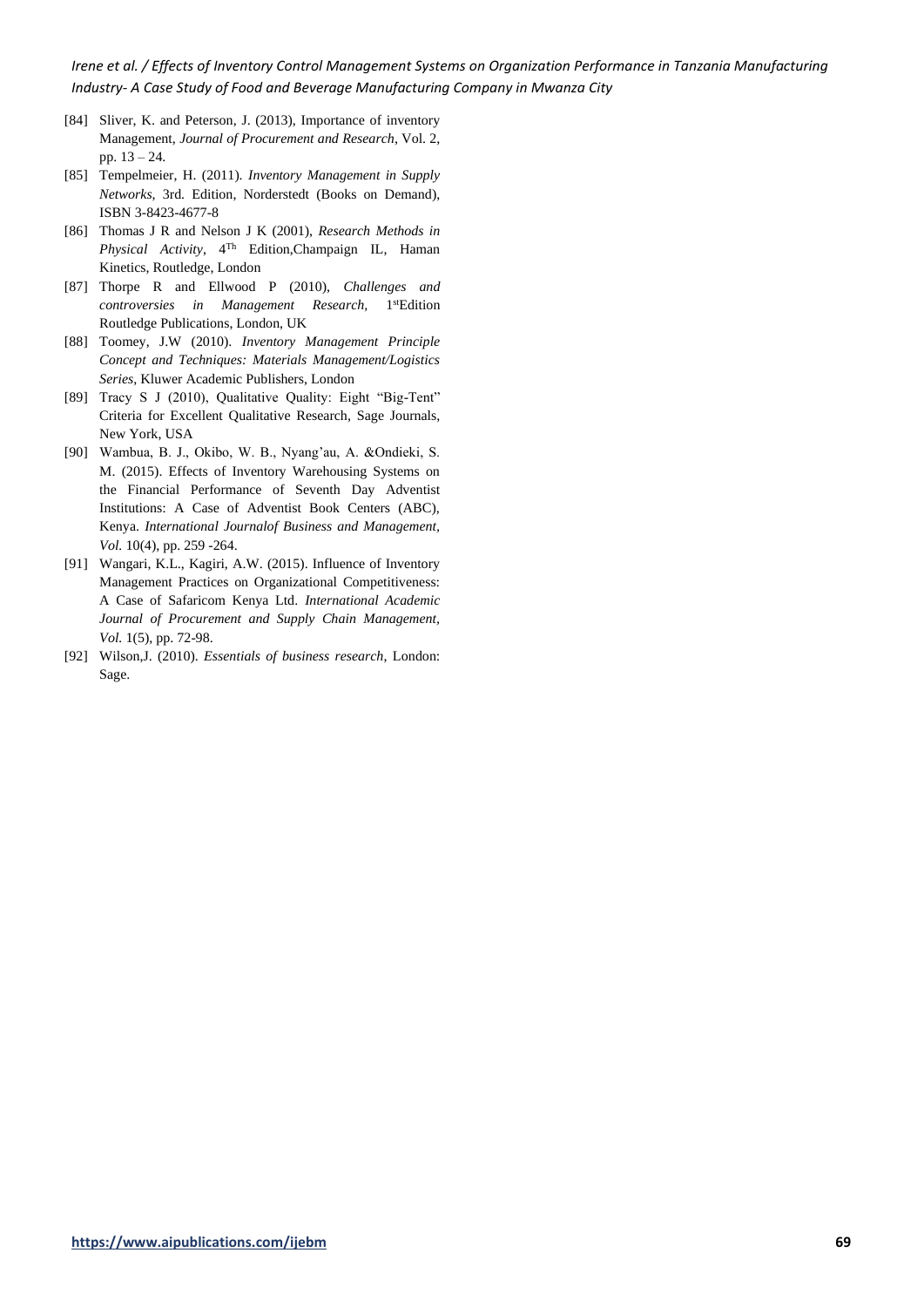[84] Sliver, K. and Peterson, J. (2013), Importance of inventory Management, *Journal of Procurement and Research*, Vol. 2, pp. 13 – 24.

[85] Tempelmeier, H. (2011). *Inventory Management in Supply Networks*, 3rd. Edition, Norderstedt (Books on Demand), ISBN 3-8423-4677-8

[86] Thomas J R and Nelson J K (2001), *Research Methods in Physical Activity*, 4Th Edition,Champaign IL, Haman Kinetics, Routledge, London

[87] Thorpe R and Ellwood P (2010), *Challenges and controversies in Management Research,* 1stEdition Routledge Publications, London, UK

[88] Toomey, J.W (2010). *Inventory Management Principle Concept and Techniques: Materials Management/Logistics Series*, Kluwer Academic Publishers, London

[89] Tracy S J (2010), Qualitative Quality: Eight "Big-Tent" Criteria for Excellent Qualitative Research, Sage Journals, New York, USA

[90] Wambua, B. J., Okibo, W. B., Nyang'au, A. &Ondieki, S. M. (2015). Effects of Inventory Warehousing Systems on the Financial Performance of Seventh Day Adventist Institutions: A Case of Adventist Book Centers (ABC), Kenya. *International Journalof Business and Management, Vol.* 10(4), pp. 259 -264.

[91] Wangari, K.L., Kagiri, A.W. (2015). Influence of Inventory Management Practices on Organizational Competitiveness: A Case of Safaricom Kenya Ltd. *International Academic Journal of Procurement and Supply Chain Management, Vol.* 1(5), pp. 72-98.

[92] Wilson,J. (2010). *Essentials of business research*, London: Sage.